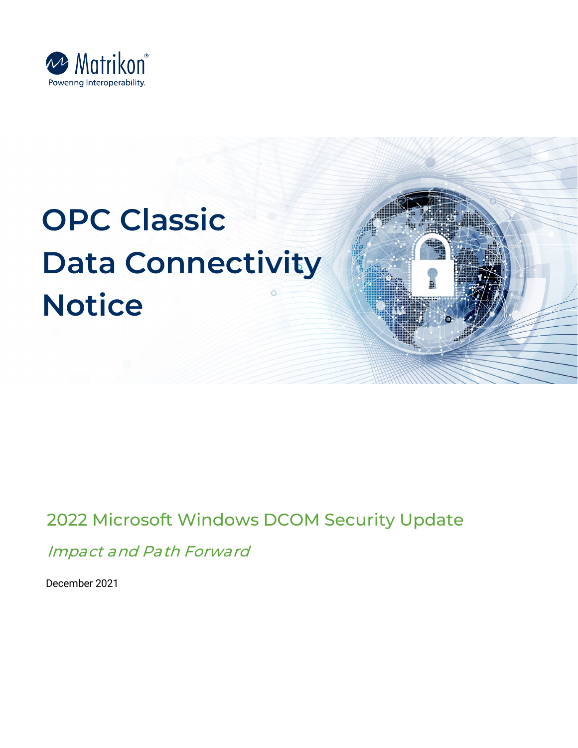Matrikon®
Powering Interoperability.

# OPC Classic Data Connectivity Notice

## 2022 Microsoft Windows DCOM Security Update

*Impact and Path Forward*

December 2021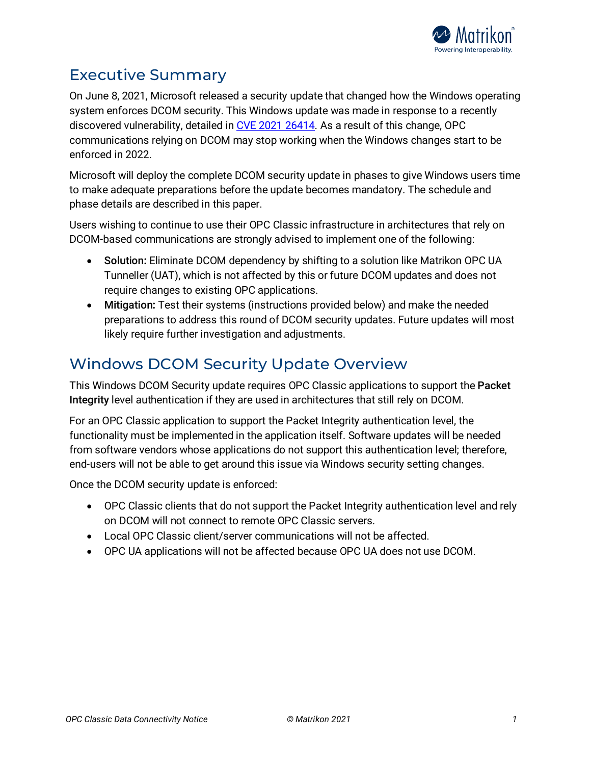## Executive Summary

On June 8, 2021, Microsoft released a security update that changed how the Windows operating system enforces DCOM security. This Windows update was made in response to a recently discovered vulnerability, detailed in CVE 2021 26414. As a result of this change, OPC communications relying on DCOM may stop working when the Windows changes start to be enforced in 2022.

Microsoft will deploy the complete DCOM security update in phases to give Windows users time to make adequate preparations before the update becomes mandatory. The schedule and phase details are described in this paper.

Users wishing to continue to use their OPC Classic infrastructure in architectures that rely on DCOM-based communications are strongly advised to implement one of the following:

- **Solution:** Eliminate DCOM dependency by shifting to a solution like Matrikon OPC UA Tunneller (UAT), which is not affected by this or future DCOM updates and does not require changes to existing OPC applications.
- **Mitigation:** Test their systems (instructions provided below) and make the needed preparations to address this round of DCOM security updates. Future updates will most likely require further investigation and adjustments.

## Windows DCOM Security Update Overview

This Windows DCOM Security update requires OPC Classic applications to support the **Packet Integrity** level authentication if they are used in architectures that still rely on DCOM.

For an OPC Classic application to support the Packet Integrity authentication level, the functionality must be implemented in the application itself. Software updates will be needed from software vendors whose applications do not support this authentication level; therefore, end-users will not be able to get around this issue via Windows security setting changes.

Once the DCOM security update is enforced:

- OPC Classic clients that do not support the Packet Integrity authentication level and rely on DCOM will not connect to remote OPC Classic servers.
- Local OPC Classic client/server communications will not be affected.
- OPC UA applications will not be affected because OPC UA does not use DCOM.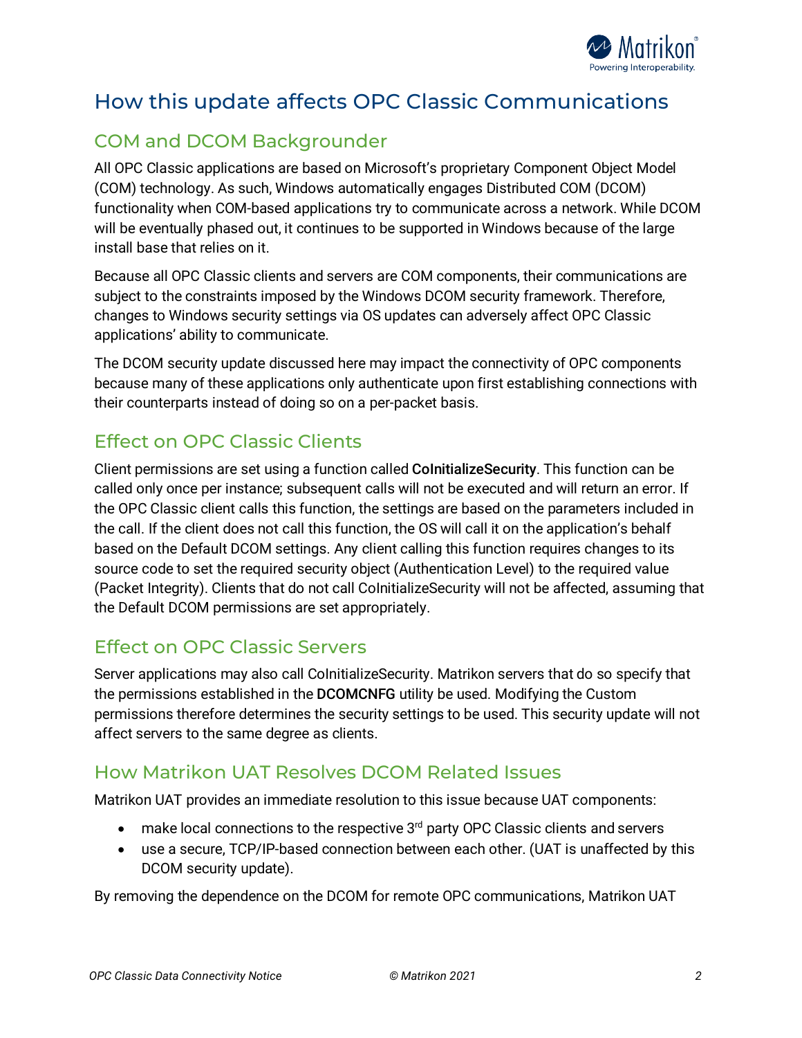# How this update affects OPC Classic Communications

## COM and DCOM Backgrounder

All OPC Classic applications are based on Microsoft's proprietary Component Object Model (COM) technology. As such, Windows automatically engages Distributed COM (DCOM) functionality when COM-based applications try to communicate across a network. While DCOM will be eventually phased out, it continues to be supported in Windows because of the large install base that relies on it.

Because all OPC Classic clients and servers are COM components, their communications are subject to the constraints imposed by the Windows DCOM security framework. Therefore, changes to Windows security settings via OS updates can adversely affect OPC Classic applications' ability to communicate.

The DCOM security update discussed here may impact the connectivity of OPC components because many of these applications only authenticate upon first establishing connections with their counterparts instead of doing so on a per-packet basis.

## Effect on OPC Classic Clients

Client permissions are set using a function called **CoInitializeSecurity**. This function can be called only once per instance; subsequent calls will not be executed and will return an error. If the OPC Classic client calls this function, the settings are based on the parameters included in the call. If the client does not call this function, the OS will call it on the application's behalf based on the Default DCOM settings. Any client calling this function requires changes to its source code to set the required security object (Authentication Level) to the required value (Packet Integrity). Clients that do not call CoInitializeSecurity will not be affected, assuming that the Default DCOM permissions are set appropriately.

## Effect on OPC Classic Servers

Server applications may also call CoInitializeSecurity. Matrikon servers that do so specify that the permissions established in the **DCOMCNFG** utility be used. Modifying the Custom permissions therefore determines the security settings to be used. This security update will not affect servers to the same degree as clients.

## How Matrikon UAT Resolves DCOM Related Issues

Matrikon UAT provides an immediate resolution to this issue because UAT components:

- make local connections to the respective 3rd party OPC Classic clients and servers
- use a secure, TCP/IP-based connection between each other. (UAT is unaffected by this DCOM security update).

By removing the dependence on the DCOM for remote OPC communications, Matrikon UAT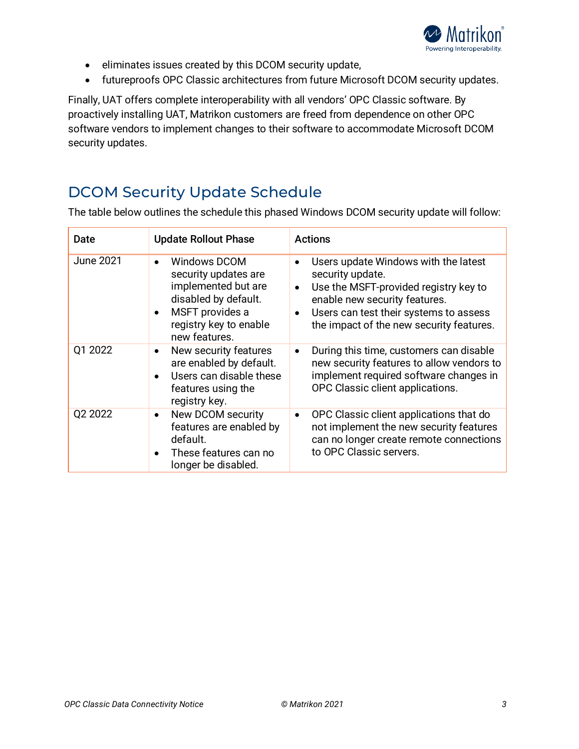- eliminates issues created by this DCOM security update,
- futureproofs OPC Classic architectures from future Microsoft DCOM security updates.

Finally, UAT offers complete interoperability with all vendors' OPC Classic software. By proactively installing UAT, Matrikon customers are freed from dependence on other OPC software vendors to implement changes to their software to accommodate Microsoft DCOM security updates.

## DCOM Security Update Schedule

The table below outlines the schedule this phased Windows DCOM security update will follow:

| Date | Update Rollout Phase | Actions |
| --- | --- | --- |
| June 2021 | • Windows DCOM security updates are implemented but are disabled by default.<br>• MSFT provides a registry key to enable new features. | • Users update Windows with the latest security update.<br>• Use the MSFT-provided registry key to enable new security features.<br>• Users can test their systems to assess the impact of the new security features. |
| Q1 2022 | • New security features are enabled by default.<br>• Users can disable these features using the registry key. | • During this time, customers can disable new security features to allow vendors to implement required software changes in OPC Classic client applications. |
| Q2 2022 | • New DCOM security features are enabled by default.<br>• These features can no longer be disabled. | • OPC Classic client applications that do not implement the new security features can no longer create remote connections to OPC Classic servers. |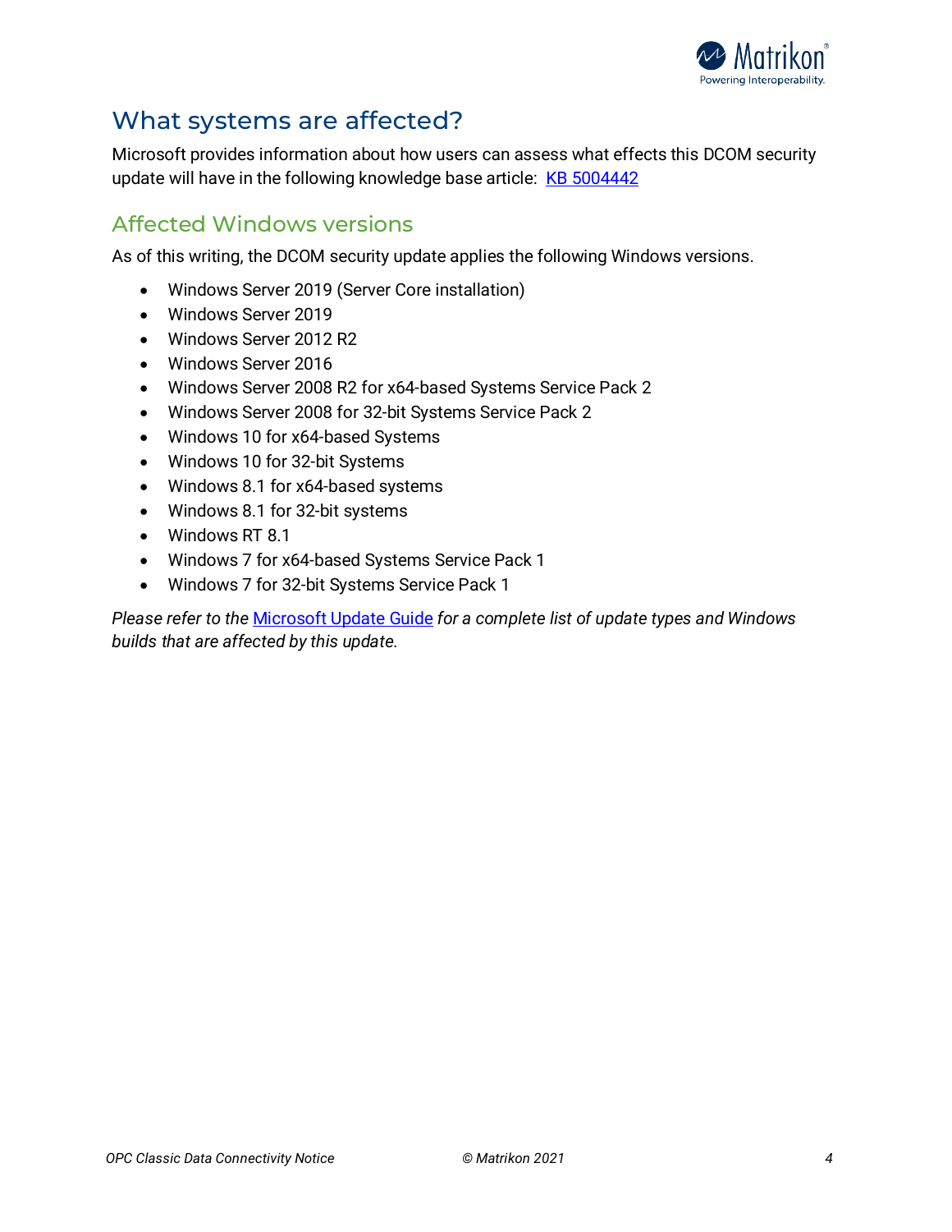## What systems are affected?

Microsoft provides information about how users can assess what effects this DCOM security update will have in the following knowledge base article: [KB 5004442](KB 5004442)

### Affected Windows versions

As of this writing, the DCOM security update applies the following Windows versions.

- Windows Server 2019 (Server Core installation)
- Windows Server 2019
- Windows Server 2012 R2
- Windows Server 2016
- Windows Server 2008 R2 for x64-based Systems Service Pack 2
- Windows Server 2008 for 32-bit Systems Service Pack 2
- Windows 10 for x64-based Systems
- Windows 10 for 32-bit Systems
- Windows 8.1 for x64-based systems
- Windows 8.1 for 32-bit systems
- Windows RT 8.1
- Windows 7 for x64-based Systems Service Pack 1
- Windows 7 for 32-bit Systems Service Pack 1

*Please refer to the* Microsoft Update Guide *for a complete list of update types and Windows builds that are affected by this update.*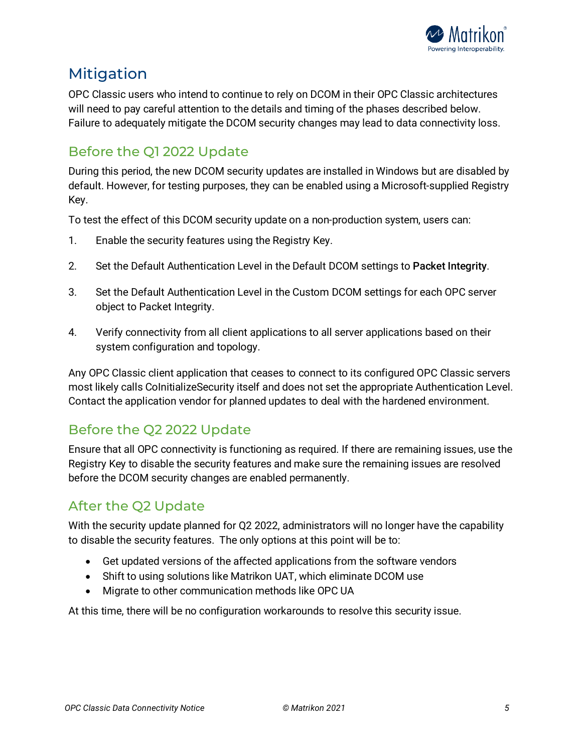# Mitigation

OPC Classic users who intend to continue to rely on DCOM in their OPC Classic architectures will need to pay careful attention to the details and timing of the phases described below. Failure to adequately mitigate the DCOM security changes may lead to data connectivity loss.

## Before the Q1 2022 Update

During this period, the new DCOM security updates are installed in Windows but are disabled by default. However, for testing purposes, they can be enabled using a Microsoft-supplied Registry Key.

To test the effect of this DCOM security update on a non-production system, users can:

1. Enable the security features using the Registry Key.
2. Set the Default Authentication Level in the Default DCOM settings to **Packet Integrity**.
3. Set the Default Authentication Level in the Custom DCOM settings for each OPC server object to Packet Integrity.
4. Verify connectivity from all client applications to all server applications based on their system configuration and topology.

Any OPC Classic client application that ceases to connect to its configured OPC Classic servers most likely calls CoInitializeSecurity itself and does not set the appropriate Authentication Level. Contact the application vendor for planned updates to deal with the hardened environment.

## Before the Q2 2022 Update

Ensure that all OPC connectivity is functioning as required. If there are remaining issues, use the Registry Key to disable the security features and make sure the remaining issues are resolved before the DCOM security changes are enabled permanently.

## After the Q2 Update

With the security update planned for Q2 2022, administrators will no longer have the capability to disable the security features. The only options at this point will be to:

- Get updated versions of the affected applications from the software vendors
- Shift to using solutions like Matrikon UAT, which eliminate DCOM use
- Migrate to other communication methods like OPC UA

At this time, there will be no configuration workarounds to resolve this security issue.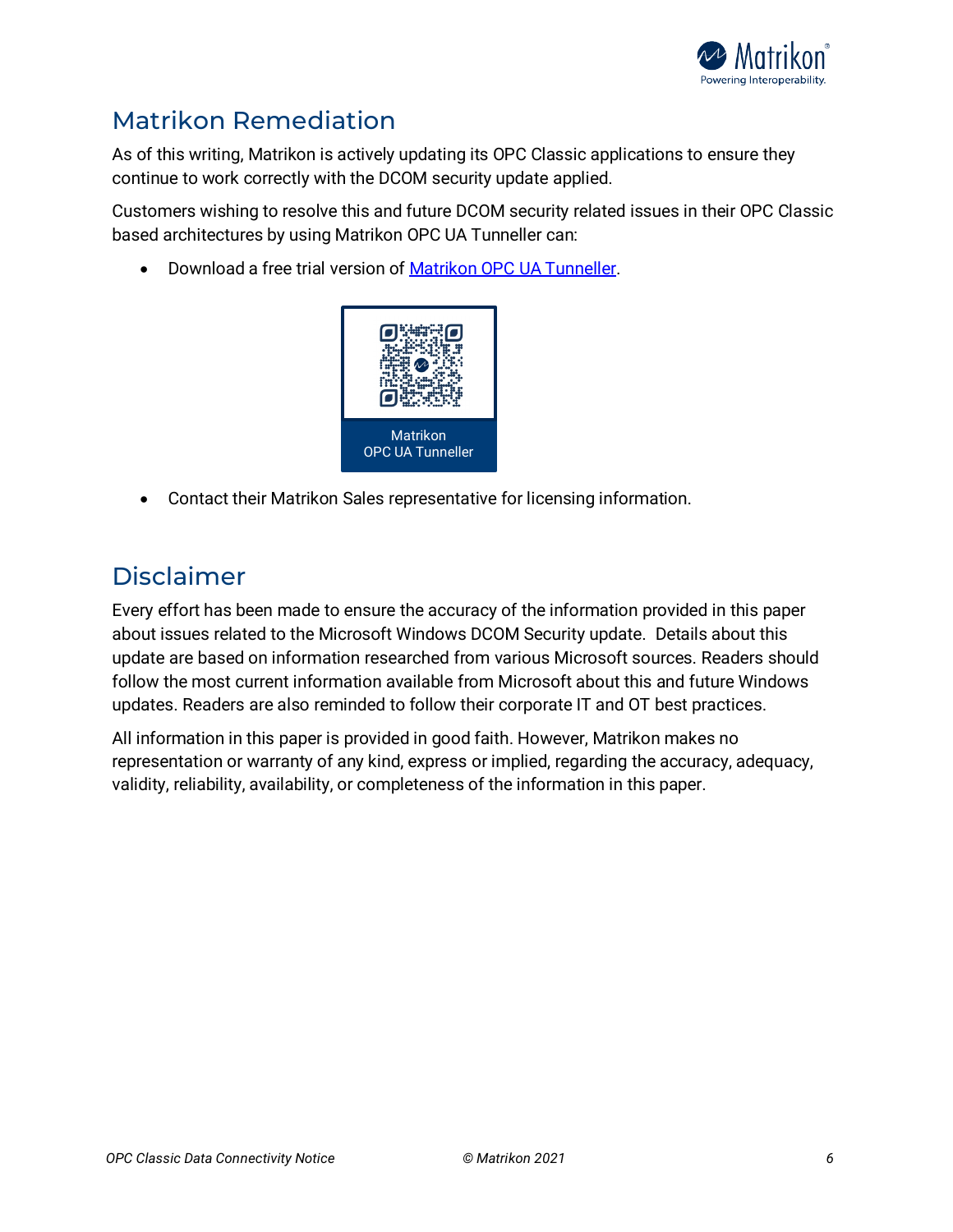## Matrikon Remediation

As of this writing, Matrikon is actively updating its OPC Classic applications to ensure they continue to work correctly with the DCOM security update applied.

Customers wishing to resolve this and future DCOM security related issues in their OPC Classic based architectures by using Matrikon OPC UA Tunneller can:

- Download a free trial version of [Matrikon OPC UA Tunneller](Matrikon OPC UA Tunneller).

Matrikon
OPC UA Tunneller

- Contact their Matrikon Sales representative for licensing information.

## Disclaimer

Every effort has been made to ensure the accuracy of the information provided in this paper about issues related to the Microsoft Windows DCOM Security update. Details about this update are based on information researched from various Microsoft sources. Readers should follow the most current information available from Microsoft about this and future Windows updates. Readers are also reminded to follow their corporate IT and OT best practices.

All information in this paper is provided in good faith. However, Matrikon makes no representation or warranty of any kind, express or implied, regarding the accuracy, adequacy, validity, reliability, availability, or completeness of the information in this paper.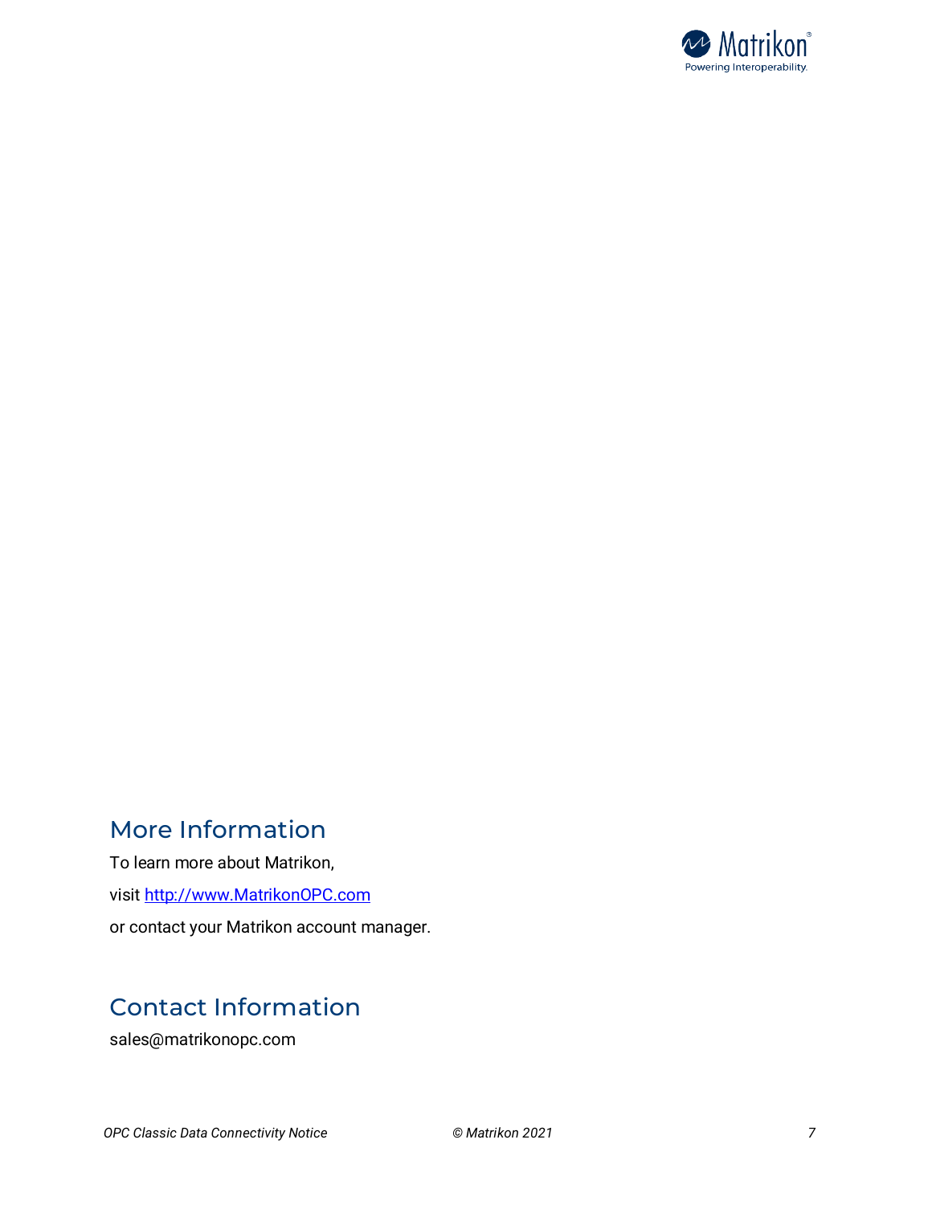## More Information

To learn more about Matrikon,

visit [http://www.MatrikonOPC.com](http://www.MatrikonOPC.com)

or contact your Matrikon account manager.

## Contact Information

sales@matrikonopc.com